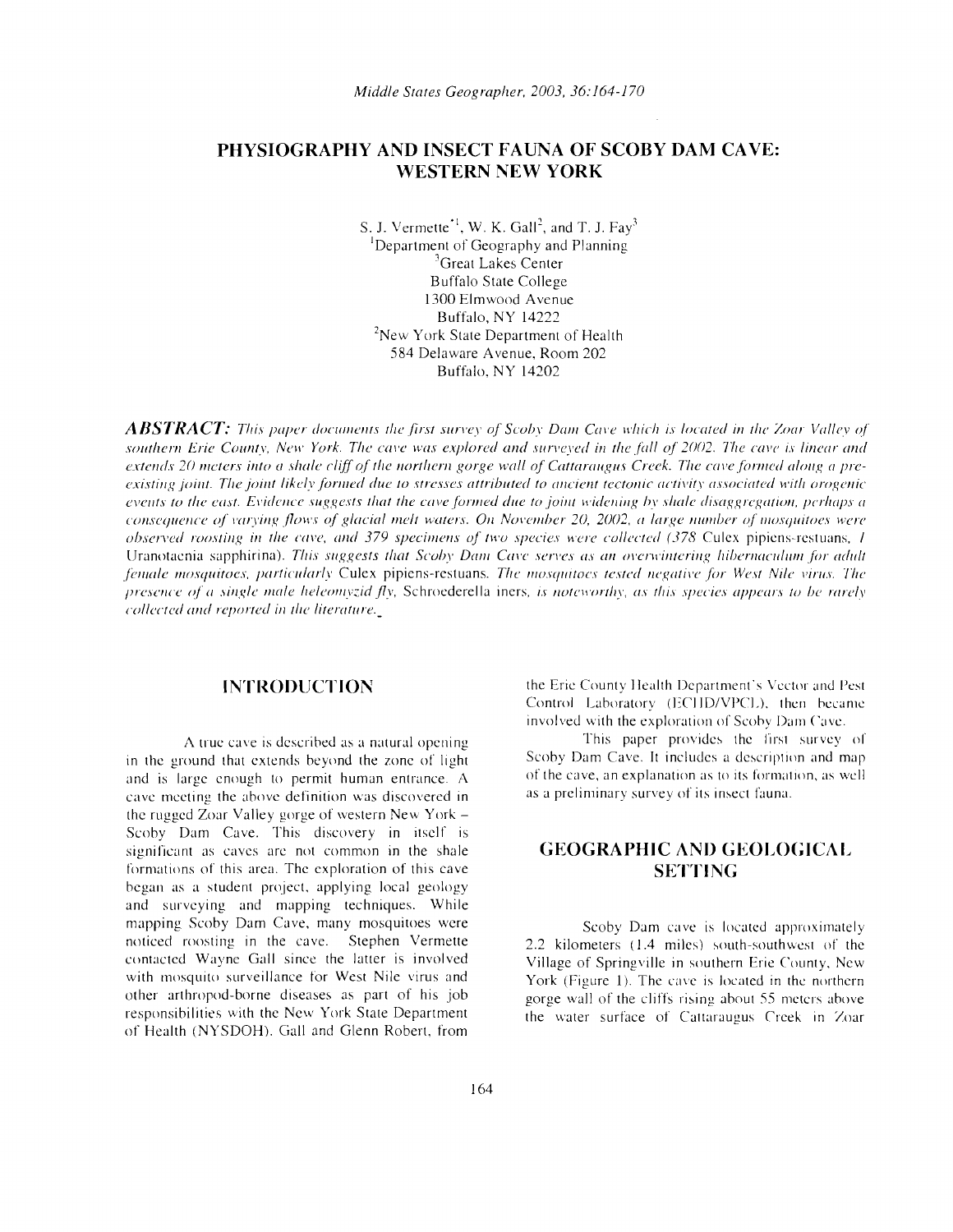# PHYSIOGRAPHY AND INSECT FAUNA OF SCOBY DAM CAVE: WESTERN NEW YORK

S. J. Vermette*[1], W. K. Gall[2], and T. J. Fay[3]

[1]Department of Geography and Planning
[3]Great Lakes Center
Buffalo State College
1300 Elmwood Avenue
Buffalo, NY 14222
[2]New York State Department of Health
584 Delaware Avenue, Room 202
Buffalo, NY 14202

***ABSTRACT:*** *This paper documents the first survey of Scoby Dam Cave which is located in the Zoar Valley of southern Erie County, New York. The cave was explored and surveyed in the fall of 2002. The cave is linear and extends 20 meters into a shale cliff of the northern gorge wall of Cattaraugus Creek. The cave formed along a pre-existing joint. The joint likely formed due to stresses attributed to ancient tectonic activity associated with orogenic events to the east. Evidence suggests that the cave formed due to joint widening by shale disaggregation, perhaps a consequence of varying flows of glacial melt waters. On November 20, 2002, a large number of mosquitoes were observed roosting in the cave, and 379 specimens of two species were collected (378* Culex pipiens-restuans, *1* Uranotaenia sapphirina). *This suggests that Scoby Dam Cave serves as an overwintering hibernaculum for adult female mosquitoes, particularly* Culex pipiens-restuans. *The mosquitoes tested negative for West Nile virus. The presence of a single male heleomyzid fly,* Schroederella iners, *is noteworthy, as this species appears to be rarely collected and reported in the literature.*

## INTRODUCTION

A true cave is described as a natural opening in the ground that extends beyond the zone of light and is large enough to permit human entrance. A cave meeting the above definition was discovered in the rugged Zoar Valley gorge of western New York – Scoby Dam Cave. This discovery in itself is significant as caves are not common in the shale formations of this area. The exploration of this cave began as a student project, applying local geology and surveying and mapping techniques. While mapping Scoby Dam Cave, many mosquitoes were noticed roosting in the cave. Stephen Vermette contacted Wayne Gall since the latter is involved with mosquito surveillance for West Nile virus and other arthropod-borne diseases as part of his job responsibilities with the New York State Department of Health (NYSDOH). Gall and Glenn Robert, from the Erie County Health Department's Vector and Pest Control Laboratory (ECHD/VPCL), then became involved with the exploration of Scoby Dam Cave.

This paper provides the first survey of Scoby Dam Cave. It includes a description and map of the cave, an explanation as to its formation, as well as a preliminary survey of its insect fauna.

## GEOGRAPHIC AND GEOLOGICAL SETTING

Scoby Dam cave is located approximately 2.2 kilometers (1.4 miles) south-southwest of the Village of Springville in southern Erie County, New York (Figure 1). The cave is located in the northern gorge wall of the cliffs rising about 55 meters above the water surface of Cattaraugus Creek in Zoar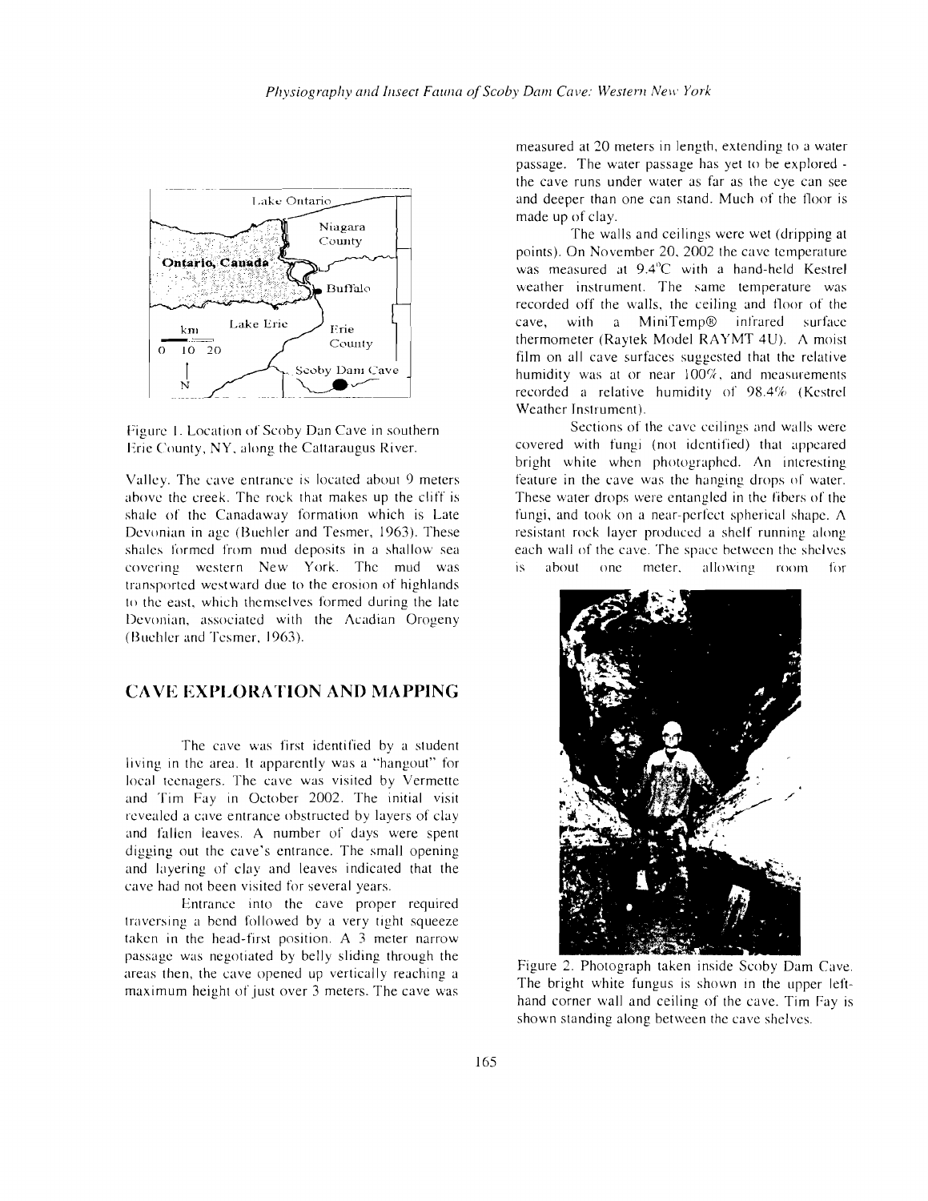Figure 1. Location of Scoby Dan Cave in southern Erie County, NY, along the Cattaraugus River.

Valley. The cave entrance is located about 9 meters above the creek. The rock that makes up the cliff is shale of the Canadaway formation which is Late Devonian in age (Buehler and Tesmer, 1963). These shales formed from mud deposits in a shallow sea covering western New York. The mud was transported westward due to the erosion of highlands to the east, which themselves formed during the late Devonian, associated with the Acadian Orogeny (Buehler and Tesmer, 1963).

## CAVE EXPLORATION AND MAPPING

The cave was first identified by a student living in the area. It apparently was a "hangout" for local teenagers. The cave was visited by Vermette and Tim Fay in October 2002. The initial visit revealed a cave entrance obstructed by layers of clay and fallen leaves. A number of days were spent digging out the cave's entrance. The small opening and layering of clay and leaves indicated that the cave had not been visited for several years.

Entrance into the cave proper required traversing a bend followed by a very tight squeeze taken in the head-first position. A 3 meter narrow passage was negotiated by belly sliding through the areas then, the cave opened up vertically reaching a maximum height of just over 3 meters. The cave was measured at 20 meters in length, extending to a water passage. The water passage has yet to be explored - the cave runs under water as far as the eye can see and deeper than one can stand. Much of the floor is made up of clay.

The walls and ceilings were wet (dripping at points). On November 20, 2002 the cave temperature was measured at 9.4°C with a hand-held Kestrel weather instrument. The same temperature was recorded off the walls, the ceiling and floor of the cave, with a MiniTemp® infrared surface thermometer (Raytek Model RAYMT 4U). A moist film on all cave surfaces suggested that the relative humidity was at or near 100%, and measurements recorded a relative humidity of 98.4% (Kestrel Weather Instrument).

Sections of the cave ceilings and walls were covered with fungi (not identified) that appeared bright white when photographed. An interesting feature in the cave was the hanging drops of water. These water drops were entangled in the fibers of the fungi, and took on a near-perfect spherical shape. A resistant rock layer produced a shelf running along each wall of the cave. The space between the shelves is about one meter, allowing room for

Figure 2. Photograph taken inside Scoby Dam Cave. The bright white fungus is shown in the upper left-hand corner wall and ceiling of the cave. Tim Fay is shown standing along between the cave shelves.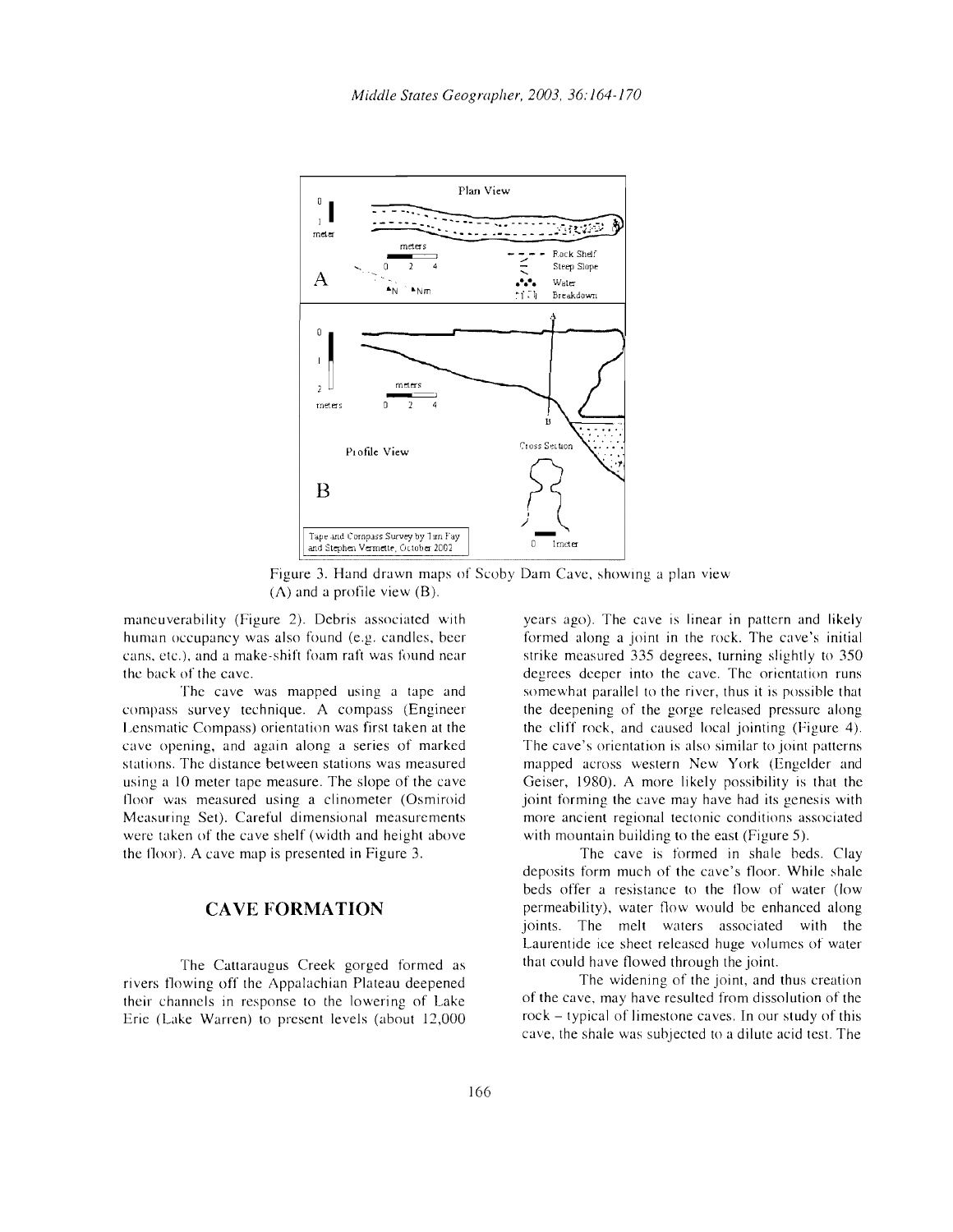Figure 3. Hand drawn maps of Scoby Dam Cave, showing a plan view (A) and a profile view (B).

maneuverability (Figure 2). Debris associated with human occupancy was also found (e.g. candles, beer cans, etc.), and a make-shift foam raft was found near the back of the cave.

The cave was mapped using a tape and compass survey technique. A compass (Engineer Lensmatic Compass) orientation was first taken at the cave opening, and again along a series of marked stations. The distance between stations was measured using a 10 meter tape measure. The slope of the cave floor was measured using a clinometer (Osmiroid Measuring Set). Careful dimensional measurements were taken of the cave shelf (width and height above the floor). A cave map is presented in Figure 3.

## CAVE FORMATION

The Cattaraugus Creek gorged formed as rivers flowing off the Appalachian Plateau deepened their channels in response to the lowering of Lake Erie (Lake Warren) to present levels (about 12,000 years ago). The cave is linear in pattern and likely formed along a joint in the rock. The cave's initial strike measured 335 degrees, turning slightly to 350 degrees deeper into the cave. The orientation runs somewhat parallel to the river, thus it is possible that the deepening of the gorge released pressure along the cliff rock, and caused local jointing (Figure 4). The cave's orientation is also similar to joint patterns mapped across western New York (Engelder and Geiser, 1980). A more likely possibility is that the joint forming the cave may have had its genesis with more ancient regional tectonic conditions associated with mountain building to the east (Figure 5).

The cave is formed in shale beds. Clay deposits form much of the cave's floor. While shale beds offer a resistance to the flow of water (low permeability), water flow would be enhanced along joints. The melt waters associated with the Laurentide ice sheet released huge volumes of water that could have flowed through the joint.

The widening of the joint, and thus creation of the cave, may have resulted from dissolution of the rock – typical of limestone caves. In our study of this cave, the shale was subjected to a dilute acid test. The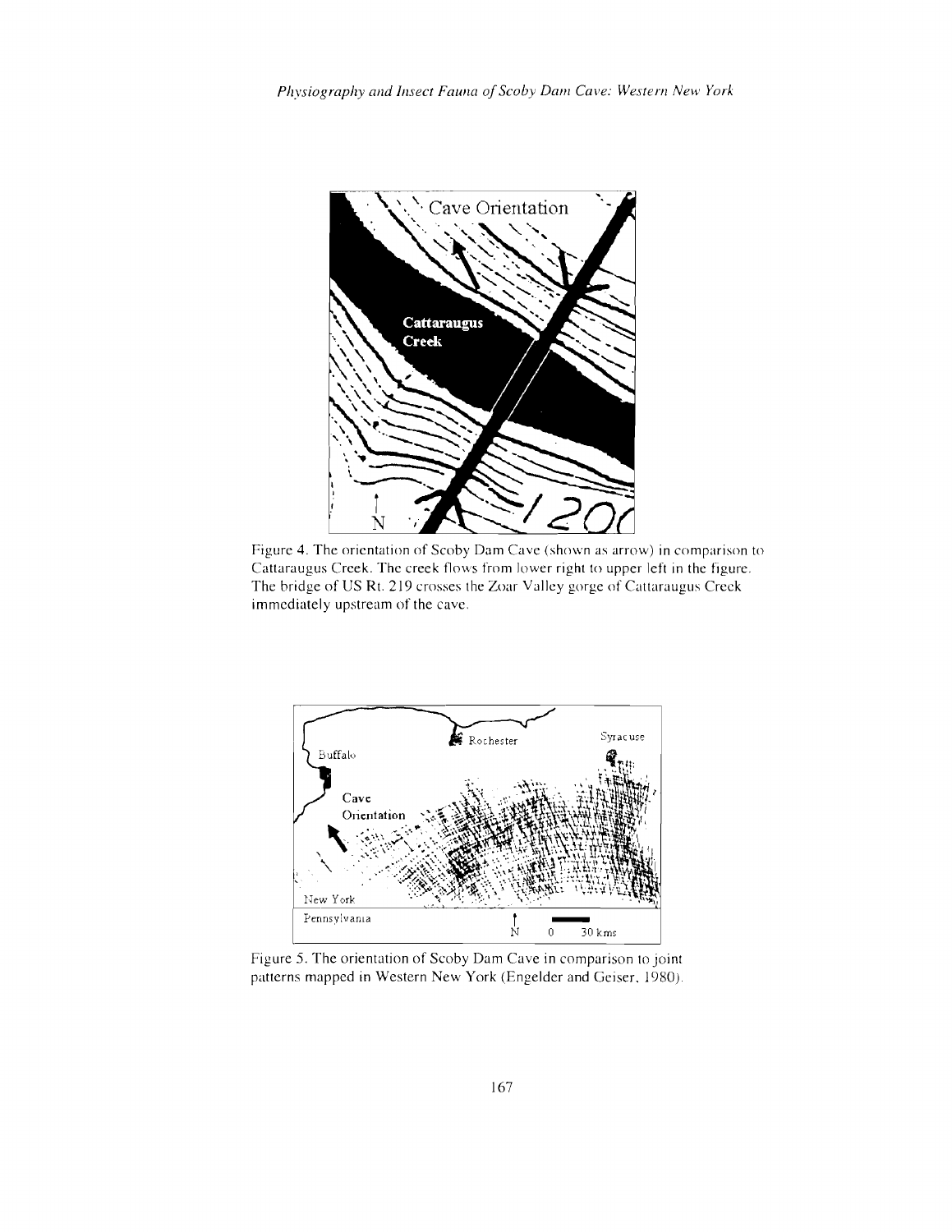Figure 4. The orientation of Scoby Dam Cave (shown as arrow) in comparison to Cattaraugus Creek. The creek flows from lower right to upper left in the figure. The bridge of US Rt. 219 crosses the Zoar Valley gorge of Cattaraugus Creek immediately upstream of the cave.

Figure 5. The orientation of Scoby Dam Cave in comparison to joint patterns mapped in Western New York (Engelder and Geiser, 1980).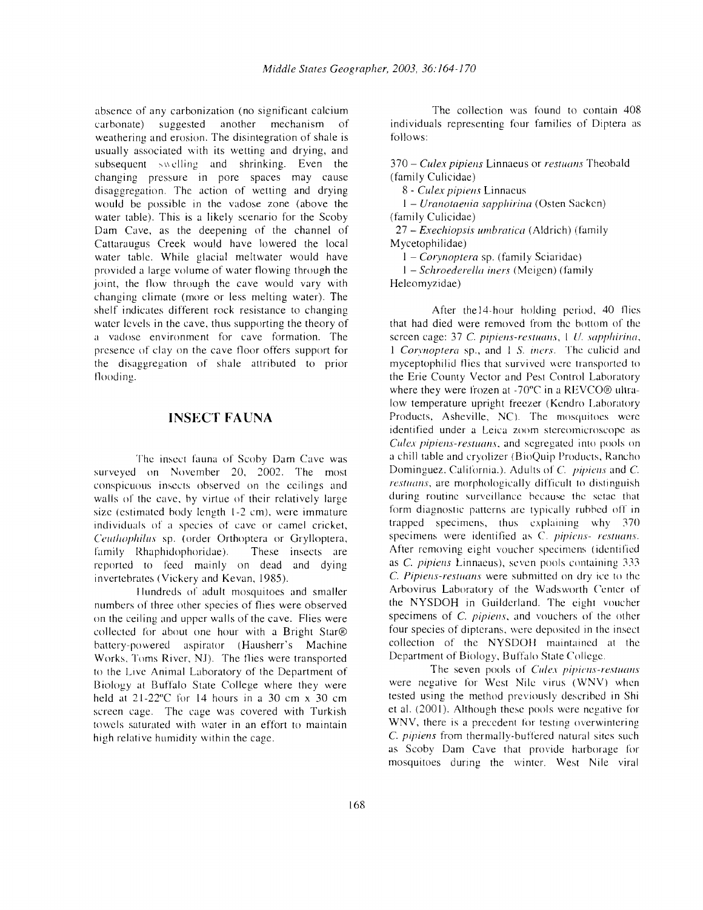absence of any carbonization (no significant calcium carbonate) suggested another mechanism of weathering and erosion. The disintegration of shale is usually associated with its wetting and drying, and subsequent swelling and shrinking. Even the changing pressure in pore spaces may cause disaggregation. The action of wetting and drying would be possible in the vadose zone (above the water table). This is a likely scenario for the Scoby Dam Cave, as the deepening of the channel of Cattaraugus Creek would have lowered the local water table. While glacial meltwater would have provided a large volume of water flowing through the joint, the flow through the cave would vary with changing climate (more or less melting water). The shelf indicates different rock resistance to changing water levels in the cave, thus supporting the theory of a vadose environment for cave formation. The presence of clay on the cave floor offers support for the disaggregation of shale attributed to prior flooding.

## INSECT FAUNA

The insect fauna of Scoby Dam Cave was surveyed on November 20, 2002. The most conspicuous insects observed on the ceilings and walls of the cave, by virtue of their relatively large size (estimated body length 1-2 cm), were immature individuals of a species of cave or camel cricket, *Ceuthophilus* sp. (order Orthoptera or Grylloptera, family Rhaphidophoridae). These insects are reported to feed mainly on dead and dying invertebrates (Vickery and Kevan, 1985).

Hundreds of adult mosquitoes and smaller numbers of three other species of flies were observed on the ceiling and upper walls of the cave. Flies were collected for about one hour with a Bright Star® battery-powered aspirator (Hausherr's Machine Works, Toms River, NJ). The flies were transported to the Live Animal Laboratory of the Department of Biology at Buffalo State College where they were held at 21-22°C for 14 hours in a 30 cm x 30 cm screen cage. The cage was covered with Turkish towels saturated with water in an effort to maintain high relative humidity within the cage.

The collection was found to contain 408 individuals representing four families of Diptera as follows:

370 – *Culex pipiens* Linnaeus or *restuans* Theobald (family Culicidae)
 8 - *Culex pipiens* Linnaeus
 1 – *Uranotaenia sapphirina* (Osten Sacken) (family Culicidae)
 27 – *Exechiopsis umbratica* (Aldrich) (family Mycetophilidae)
 1 – *Corynoptera* sp. (family Sciaridae)
 1 – *Schroederella iners* (Meigen) (family Heleomyzidae)

After the14-hour holding period, 40 flies that had died were removed from the bottom of the screen cage: 37 *C. pipiens-restuans*, 1 *U. sapphirina*, 1 *Corynoptera* sp., and 1 *S. iners*. The culicid and myceptophilid flies that survived were transported to the Erie County Vector and Pest Control Laboratory where they were frozen at -70°C in a REVCO® ultra-low temperature upright freezer (Kendro Laboratory Products, Asheville, NC). The mosquitoes were identified under a Leica zoom stereomicroscope as *Culex pipiens-restuans*, and segregated into pools on a chill table and cryolizer (BioQuip Products, Rancho Dominguez, California.). Adults of *C. pipiens* and *C. restuans*, are morphologically difficult to distinguish during routine surveillance because the setae that form diagnostic patterns are typically rubbed off in trapped specimens, thus explaining why 370 specimens were identified as *C. pipiens- restuans*. After removing eight voucher specimens (identified as *C. pipiens* Linnaeus), seven pools containing 333 *C. Pipiens-restuans* were submitted on dry ice to the Arbovirus Laboratory of the Wadsworth Center of the NYSDOH in Guilderland. The eight voucher specimens of *C. pipiens*, and vouchers of the other four species of dipterans, were deposited in the insect collection of the NYSDOH maintained at the Department of Biology, Buffalo State College.

The seven pools of *Culex pipiens-restuans* were negative for West Nile virus (WNV) when tested using the method previously described in Shi et al. (2001). Although these pools were negative for WNV, there is a precedent for testing overwintering *C. pipiens* from thermally-buffered natural sites such as Scoby Dam Cave that provide harborage for mosquitoes during the winter. West Nile viral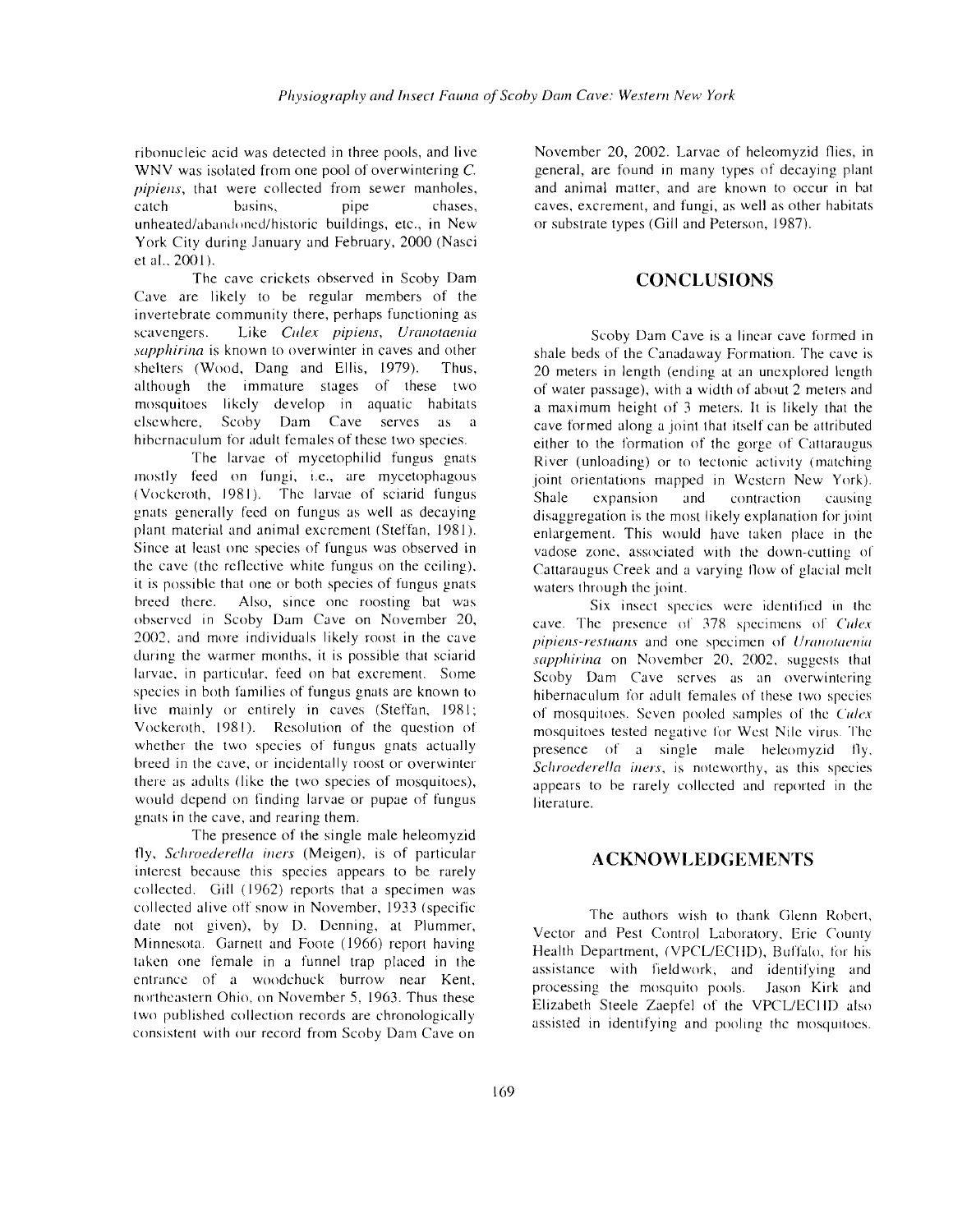ribonucleic acid was detected in three pools, and live WNV was isolated from one pool of overwintering *C. pipiens*, that were collected from sewer manholes, catch basins, pipe chases, unheated/abandoned/historic buildings, etc., in New York City during January and February, 2000 (Nasci et al., 2001).

The cave crickets observed in Scoby Dam Cave are likely to be regular members of the invertebrate community there, perhaps functioning as scavengers. Like *Culex pipiens*, *Uranotaenia sapphirina* is known to overwinter in caves and other shelters (Wood, Dang and Ellis, 1979). Thus, although the immature stages of these two mosquitoes likely develop in aquatic habitats elsewhere, Scoby Dam Cave serves as a hibernaculum for adult females of these two species.

The larvae of mycetophilid fungus gnats mostly feed on fungi, i.e., are mycetophagous (Vockeroth, 1981). The larvae of sciarid fungus gnats generally feed on fungus as well as decaying plant material and animal excrement (Steffan, 1981). Since at least one species of fungus was observed in the cave (the reflective white fungus on the ceiling), it is possible that one or both species of fungus gnats breed there. Also, since one roosting bat was observed in Scoby Dam Cave on November 20, 2002, and more individuals likely roost in the cave during the warmer months, it is possible that sciarid larvae, in particular, feed on bat excrement. Some species in both families of fungus gnats are known to live mainly or entirely in caves (Steffan, 1981; Vockeroth, 1981). Resolution of the question of whether the two species of fungus gnats actually breed in the cave, or incidentally roost or overwinter there as adults (like the two species of mosquitoes), would depend on finding larvae or pupae of fungus gnats in the cave, and rearing them.

The presence of the single male heleomyzid fly, *Schroederella iners* (Meigen), is of particular interest because this species appears to be rarely collected. Gill (1962) reports that a specimen was collected alive off snow in November, 1933 (specific date not given), by D. Denning, at Plummer, Minnesota. Garnett and Foote (1966) report having taken one female in a funnel trap placed in the entrance of a woodchuck burrow near Kent, northeastern Ohio, on November 5, 1963. Thus these two published collection records are chronologically consistent with our record from Scoby Dam Cave on November 20, 2002. Larvae of heleomyzid flies, in general, are found in many types of decaying plant and animal matter, and are known to occur in bat caves, excrement, and fungi, as well as other habitats or substrate types (Gill and Peterson, 1987).

## CONCLUSIONS

Scoby Dam Cave is a linear cave formed in shale beds of the Canadaway Formation. The cave is 20 meters in length (ending at an unexplored length of water passage), with a width of about 2 meters and a maximum height of 3 meters. It is likely that the cave formed along a joint that itself can be attributed either to the formation of the gorge of Cattaraugus River (unloading) or to tectonic activity (matching joint orientations mapped in Western New York). Shale expansion and contraction causing disaggregation is the most likely explanation for joint enlargement. This would have taken place in the vadose zone, associated with the down-cutting of Cattaraugus Creek and a varying flow of glacial melt waters through the joint.

Six insect species were identified in the cave. The presence of 378 specimens of *Culex pipiens-restuans* and one specimen of *Uranotaenia sapphirina* on November 20, 2002, suggests that Scoby Dam Cave serves as an overwintering hibernaculum for adult females of these two species of mosquitoes. Seven pooled samples of the *Culex* mosquitoes tested negative for West Nile virus. The presence of a single male heleomyzid fly, *Schroederella iners*, is noteworthy, as this species appears to be rarely collected and reported in the literature.

## ACKNOWLEDGEMENTS

The authors wish to thank Glenn Robert, Vector and Pest Control Laboratory, Erie County Health Department, (VPCL/ECHD), Buffalo, for his assistance with fieldwork, and identifying and processing the mosquito pools. Jason Kirk and Elizabeth Steele Zaepfel of the VPCL/ECHD also assisted in identifying and pooling the mosquitoes.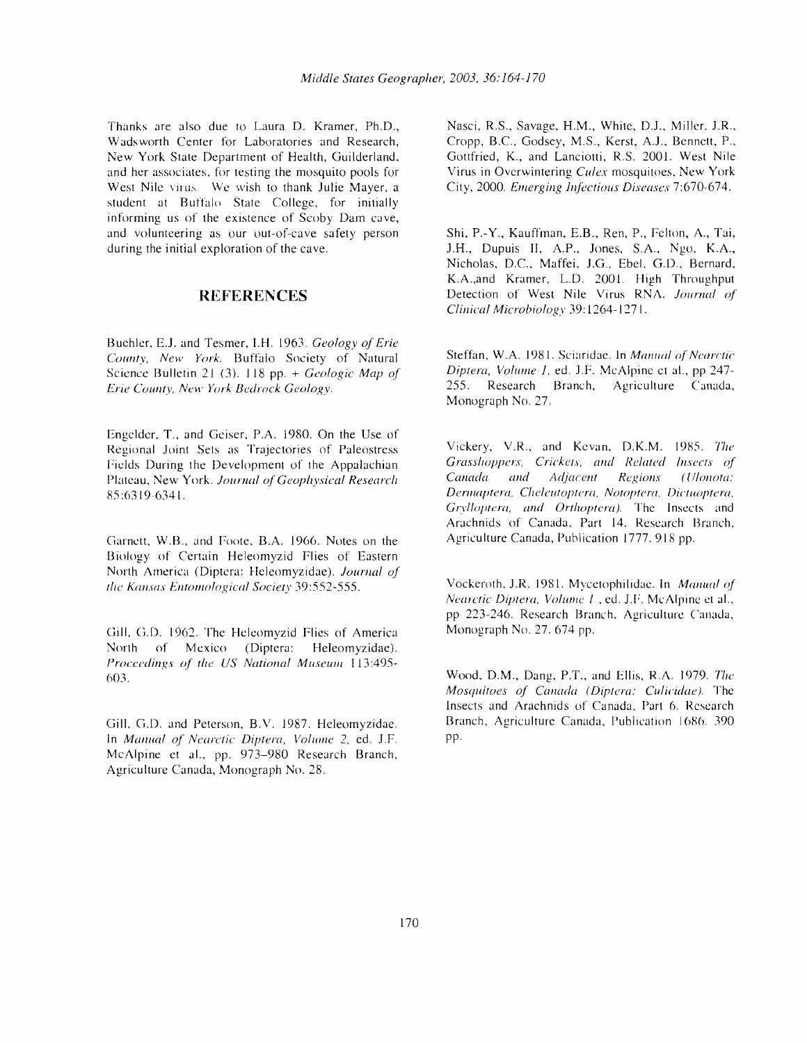Thanks are also due to Laura D. Kramer, Ph.D., Wadsworth Center for Laboratories and Research, New York State Department of Health, Guilderland, and her associates, for testing the mosquito pools for West Nile virus. We wish to thank Julie Mayer, a student at Buffalo State College, for initially informing us of the existence of Scoby Dam cave, and volunteering as our out-of-cave safety person during the initial exploration of the cave.

## REFERENCES

Buehler, E.J. and Tesmer, I.H. 1963. *Geology of Erie County, New York*. Buffalo Society of Natural Science Bulletin 21 (3). 118 pp. + *Geologic Map of Erie County, New York Bedrock Geology*.

Engelder, T., and Geiser, P.A. 1980. On the Use of Regional Joint Sets as Trajectories of Paleostress Fields During the Development of the Appalachian Plateau, New York. *Journal of Geophysical Research* 85:6319-6341.

Garnett, W.B., and Foote, B.A. 1966. Notes on the Biology of Certain Heleomyzid Flies of Eastern North America (Diptera: Heleomyzidae). *Journal of the Kansas Entomological Society* 39:552-555.

Gill, G.D. 1962. The Heleomyzid Flies of America North of Mexico (Diptera: Heleomyzidae). *Proceedings of the US National Museum* 113:495-603.

Gill, G.D. and Peterson, B.V. 1987. Heleomyzidae. In *Manual of Nearctic Diptera, Volume 2*, ed. J.F. McAlpine et al., pp. 973–980 Research Branch, Agriculture Canada, Monograph No. 28.

Nasci, R.S., Savage, H.M., White, D.J., Miller, J.R., Cropp, B.C., Godsey, M.S., Kerst, A.J., Bennett, P., Gottfried, K., and Lanciotti, R.S. 2001. West Nile Virus in Overwintering *Culex* mosquitoes, New York City, 2000. *Emerging Infectious Diseases* 7:670-674.

Shi, P.-Y., Kauffman, E.B., Ren, P., Felton, A., Tai, J.H., Dupuis II, A.P., Jones, S.A., Ngo, K.A., Nicholas, D.C., Maffei, J.G., Ebel, G.D., Bernard, K.A.,and Kramer, L.D. 2001. High Throughput Detection of West Nile Virus RNA. *Journal of Clinical Microbiology* 39:1264-1271.

Steffan, W.A. 1981. Sciaridae. In *Manual of Nearctic Diptera, Volume 1*, ed. J.F. McAlpine et al., pp 247-255. Research Branch, Agriculture Canada, Monograph No. 27.

Vickery, V.R., and Kevan, D.K.M. 1985. *The Grasshoppers, Crickets, and Related Insects of Canada and Adjacent Regions (Ulonota: Dermaptera, Cheleutoptera, Notoptera, Dictuoptera, Grylloptera, and Orthoptera)*. The Insects and Arachnids of Canada, Part 14. Research Branch, Agriculture Canada, Publication 1777. 918 pp.

Vockeroth, J.R. 1981. Mycetophilidae. In *Manual of Nearctic Diptera, Volume 1*, ed. J.F. McAlpine et al., pp 223-246. Research Branch, Agriculture Canada, Monograph No. 27. 674 pp.

Wood, D.M., Dang, P.T., and Ellis, R.A. 1979. *The Mosquitoes of Canada (Diptera: Culicidae)*. The Insects and Arachnids of Canada, Part 6. Research Branch, Agriculture Canada, Publication 1686. 390 pp.